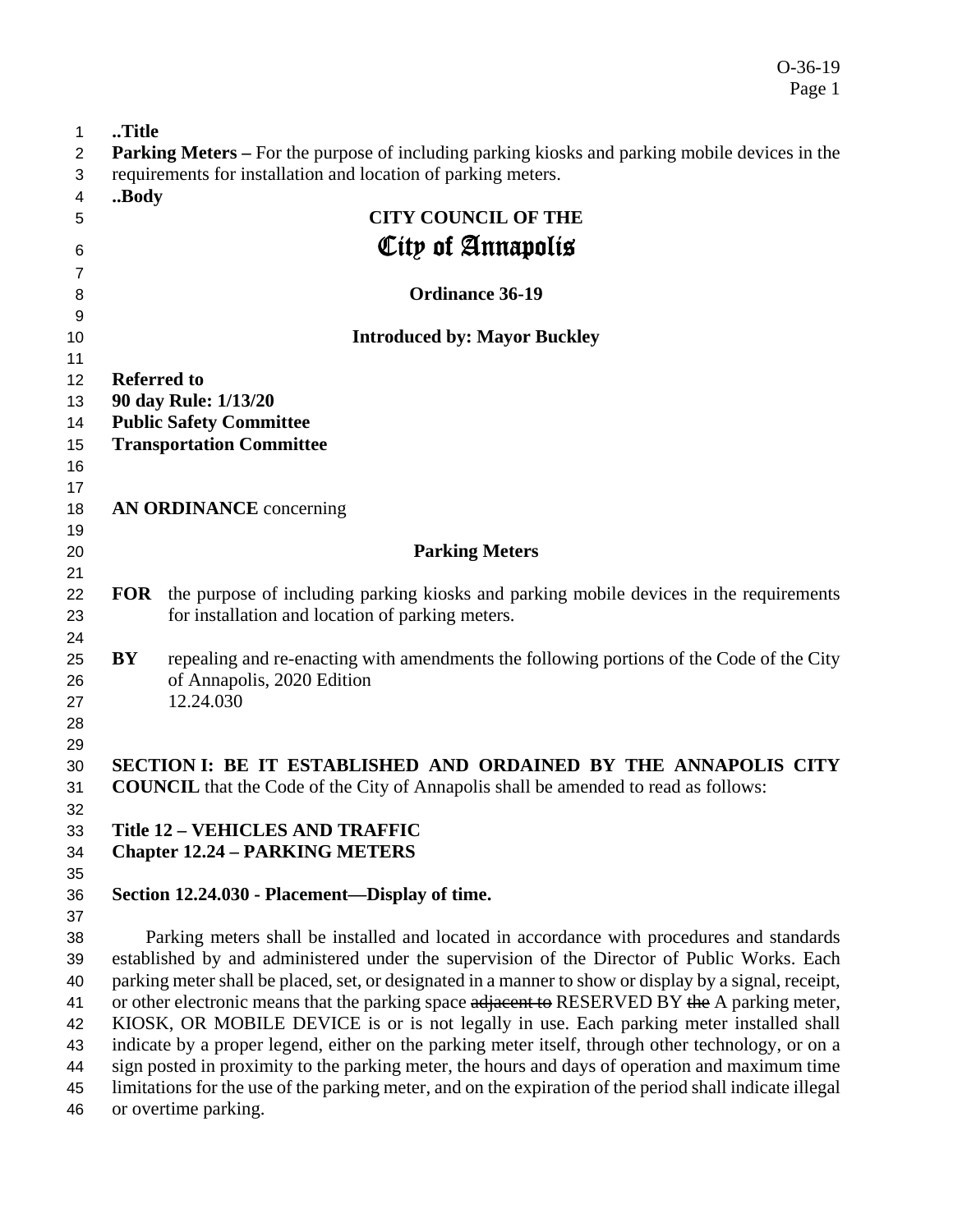..Title

**Parking Meters –** For the purpose of including parking kiosks and parking mobile devices in the requirements for installation and location of parking meters.

..Body

**CITY COUNCIL OF THE**

# City of Annapolis

**Ordinance 36-19**

**Introduced by: Mayor Buckley**

**Referred to**
**90 day Rule: 1/13/20**
**Public Safety Committee**
**Transportation Committee**

**AN ORDINANCE** concerning

**Parking Meters**

**FOR** the purpose of including parking kiosks and parking mobile devices in the requirements for installation and location of parking meters.

**BY** repealing and re-enacting with amendments the following portions of the Code of the City of Annapolis, 2020 Edition
12.24.030

**SECTION I: BE IT ESTABLISHED AND ORDAINED BY THE ANNAPOLIS CITY COUNCIL** that the Code of the City of Annapolis shall be amended to read as follows:

**Title 12 – VEHICLES AND TRAFFIC**
**Chapter 12.24 – PARKING METERS**

**Section 12.24.030 - Placement—Display of time.**

Parking meters shall be installed and located in accordance with procedures and standards established by and administered under the supervision of the Director of Public Works. Each parking meter shall be placed, set, or designated in a manner to show or display by a signal, receipt, or other electronic means that the parking space ~~adjacent to~~ RESERVED BY ~~the~~ A parking meter, KIOSK, OR MOBILE DEVICE is or is not legally in use. Each parking meter installed shall indicate by a proper legend, either on the parking meter itself, through other technology, or on a sign posted in proximity to the parking meter, the hours and days of operation and maximum time limitations for the use of the parking meter, and on the expiration of the period shall indicate illegal or overtime parking.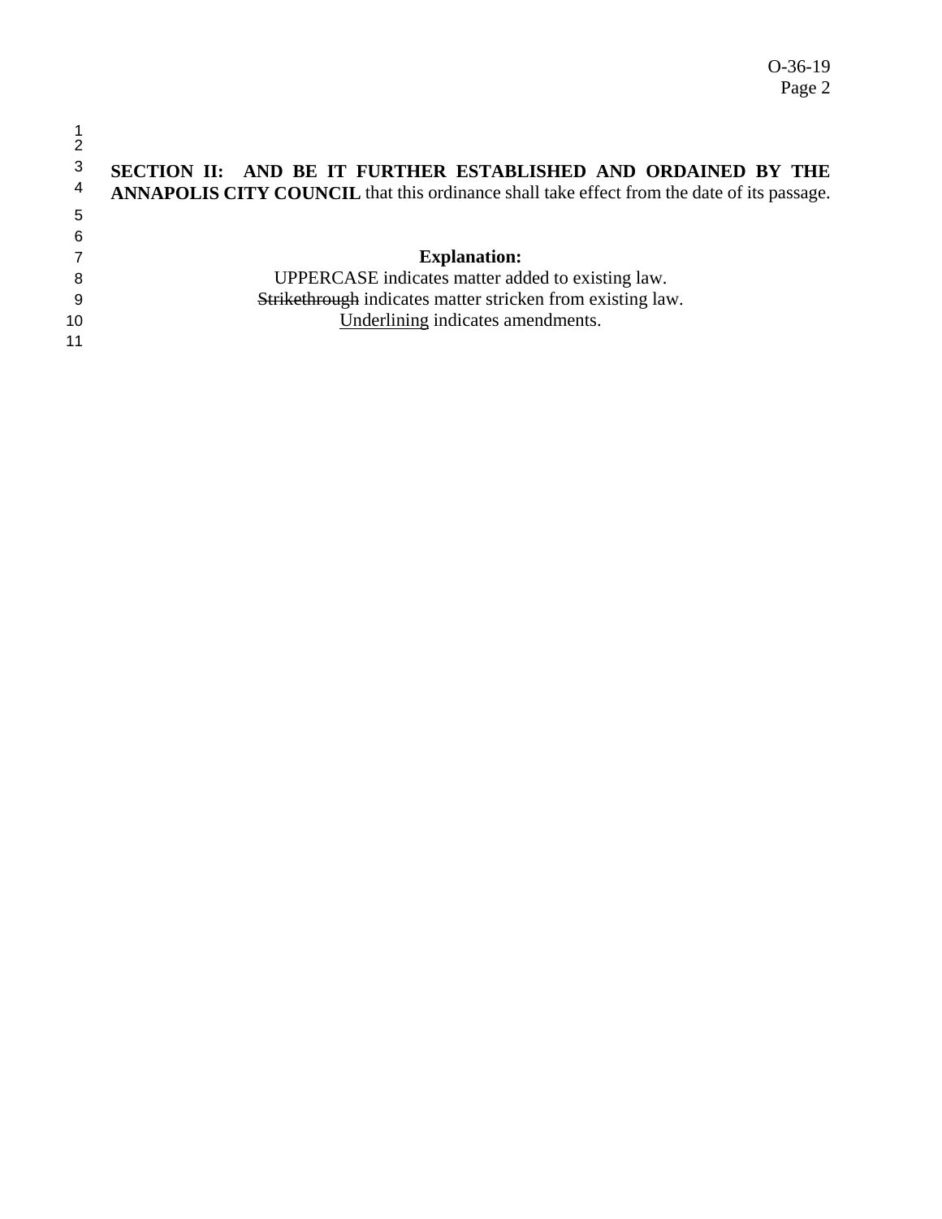**SECTION II: AND BE IT FURTHER ESTABLISHED AND ORDAINED BY THE ANNAPOLIS CITY COUNCIL** that this ordinance shall take effect from the date of its passage.

**Explanation:**

UPPERCASE indicates matter added to existing law.

~~Strikethrough~~ indicates matter stricken from existing law.

Underlining indicates amendments.